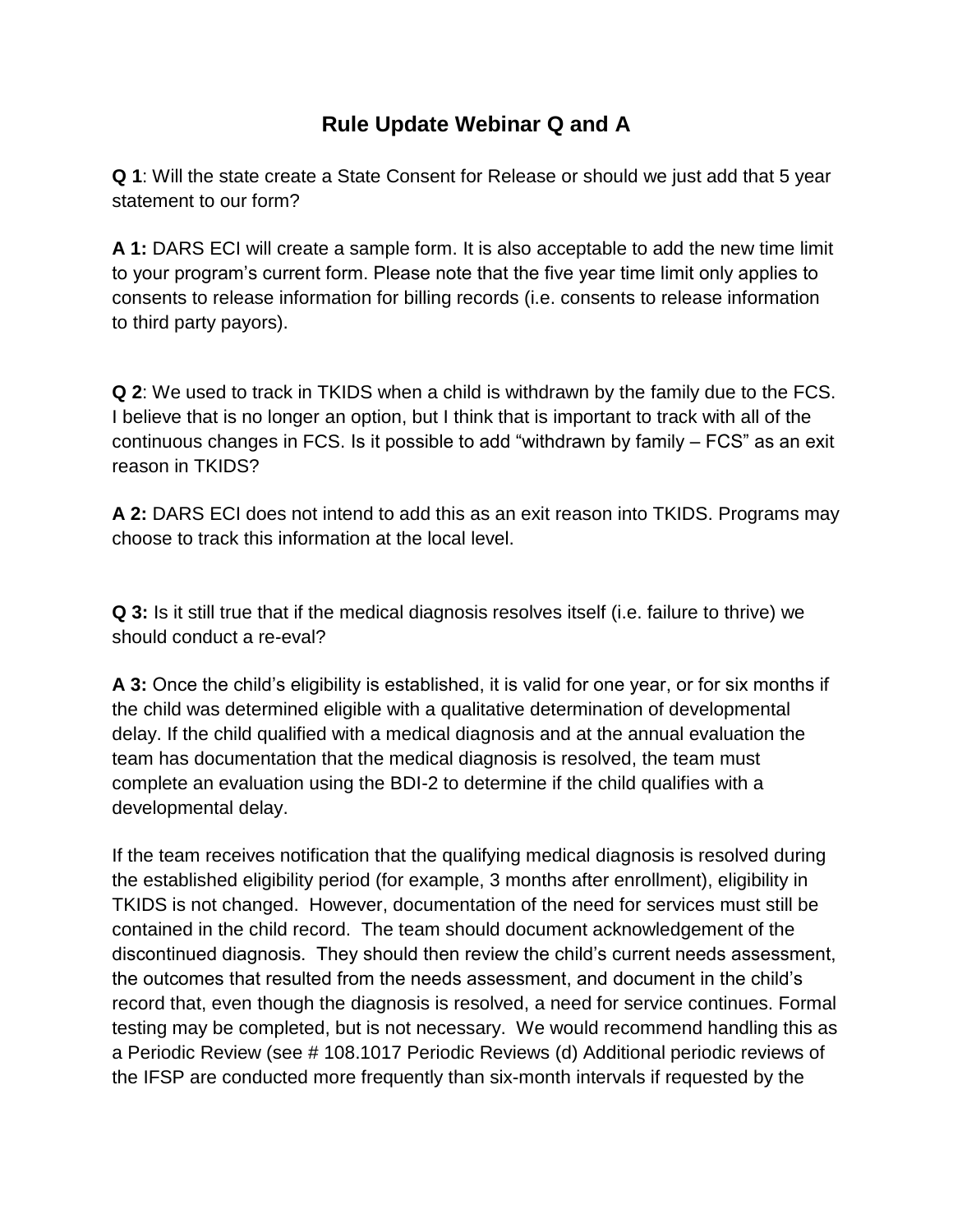# Rule Update Webinar Q and A

**Q 1**: Will the state create a State Consent for Release or should we just add that 5 year statement to our form?

**A 1:** DARS ECI will create a sample form. It is also acceptable to add the new time limit to your program's current form. Please note that the five year time limit only applies to consents to release information for billing records (i.e. consents to release information to third party payors).

**Q 2**: We used to track in TKIDS when a child is withdrawn by the family due to the FCS. I believe that is no longer an option, but I think that is important to track with all of the continuous changes in FCS. Is it possible to add "withdrawn by family – FCS" as an exit reason in TKIDS?

**A 2:** DARS ECI does not intend to add this as an exit reason into TKIDS. Programs may choose to track this information at the local level.

**Q 3:** Is it still true that if the medical diagnosis resolves itself (i.e. failure to thrive) we should conduct a re-eval?

**A 3:** Once the child's eligibility is established, it is valid for one year, or for six months if the child was determined eligible with a qualitative determination of developmental delay. If the child qualified with a medical diagnosis and at the annual evaluation the team has documentation that the medical diagnosis is resolved, the team must complete an evaluation using the BDI-2 to determine if the child qualifies with a developmental delay.

If the team receives notification that the qualifying medical diagnosis is resolved during the established eligibility period (for example, 3 months after enrollment), eligibility in TKIDS is not changed. However, documentation of the need for services must still be contained in the child record. The team should document acknowledgement of the discontinued diagnosis. They should then review the child's current needs assessment, the outcomes that resulted from the needs assessment, and document in the child's record that, even though the diagnosis is resolved, a need for service continues. Formal testing may be completed, but is not necessary. We would recommend handling this as a Periodic Review (see # 108.1017 Periodic Reviews (d) Additional periodic reviews of the IFSP are conducted more frequently than six-month intervals if requested by the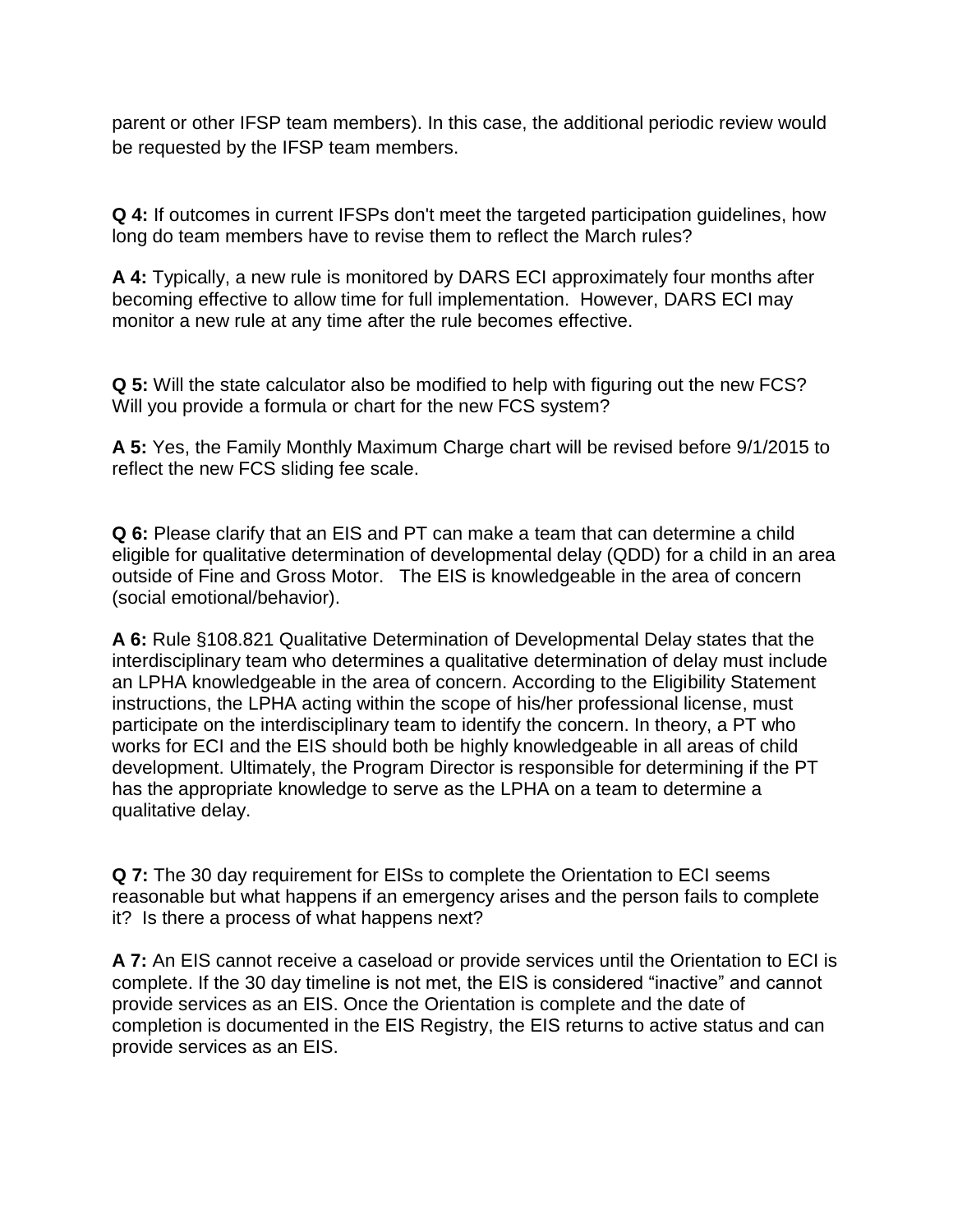parent or other IFSP team members). In this case, the additional periodic review would be requested by the IFSP team members.

**Q 4:** If outcomes in current IFSPs don't meet the targeted participation guidelines, how long do team members have to revise them to reflect the March rules?

**A 4:** Typically, a new rule is monitored by DARS ECI approximately four months after becoming effective to allow time for full implementation. However, DARS ECI may monitor a new rule at any time after the rule becomes effective.

**Q 5:** Will the state calculator also be modified to help with figuring out the new FCS? Will you provide a formula or chart for the new FCS system?

**A 5:** Yes, the Family Monthly Maximum Charge chart will be revised before 9/1/2015 to reflect the new FCS sliding fee scale.

**Q 6:** Please clarify that an EIS and PT can make a team that can determine a child eligible for qualitative determination of developmental delay (QDD) for a child in an area outside of Fine and Gross Motor. The EIS is knowledgeable in the area of concern (social emotional/behavior).

**A 6:** Rule §108.821 Qualitative Determination of Developmental Delay states that the interdisciplinary team who determines a qualitative determination of delay must include an LPHA knowledgeable in the area of concern. According to the Eligibility Statement instructions, the LPHA acting within the scope of his/her professional license, must participate on the interdisciplinary team to identify the concern. In theory, a PT who works for ECI and the EIS should both be highly knowledgeable in all areas of child development. Ultimately, the Program Director is responsible for determining if the PT has the appropriate knowledge to serve as the LPHA on a team to determine a qualitative delay.

**Q 7:** The 30 day requirement for EISs to complete the Orientation to ECI seems reasonable but what happens if an emergency arises and the person fails to complete it? Is there a process of what happens next?

**A 7:** An EIS cannot receive a caseload or provide services until the Orientation to ECI is complete. If the 30 day timeline is not met, the EIS is considered "inactive" and cannot provide services as an EIS. Once the Orientation is complete and the date of completion is documented in the EIS Registry, the EIS returns to active status and can provide services as an EIS.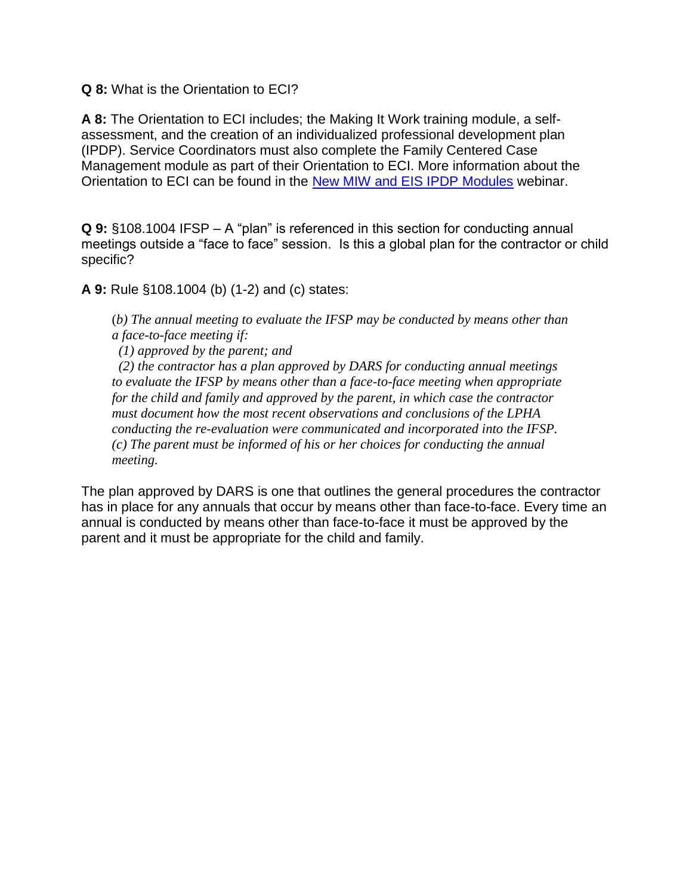**Q 8:** What is the Orientation to ECI?

**A 8:** The Orientation to ECI includes; the Making It Work training module, a self-assessment, and the creation of an individualized professional development plan (IPDP). Service Coordinators must also complete the Family Centered Case Management module as part of their Orientation to ECI. More information about the Orientation to ECI can be found in the [New MIW and EIS IPDP Modules] webinar.

**Q 9:** §108.1004 IFSP – A "plan" is referenced in this section for conducting annual meetings outside a "face to face" session. Is this a global plan for the contractor or child specific?

**A 9:** Rule §108.1004 (b) (1-2) and (c) states:

> (*b) The annual meeting to evaluate the IFSP may be conducted by means other than a face-to-face meeting if:*
> *(1) approved by the parent; and*
> *(2) the contractor has a plan approved by DARS for conducting annual meetings to evaluate the IFSP by means other than a face-to-face meeting when appropriate for the child and family and approved by the parent, in which case the contractor must document how the most recent observations and conclusions of the LPHA conducting the re-evaluation were communicated and incorporated into the IFSP.*
> *(c) The parent must be informed of his or her choices for conducting the annual meeting.*

The plan approved by DARS is one that outlines the general procedures the contractor has in place for any annuals that occur by means other than face-to-face. Every time an annual is conducted by means other than face-to-face it must be approved by the parent and it must be appropriate for the child and family.